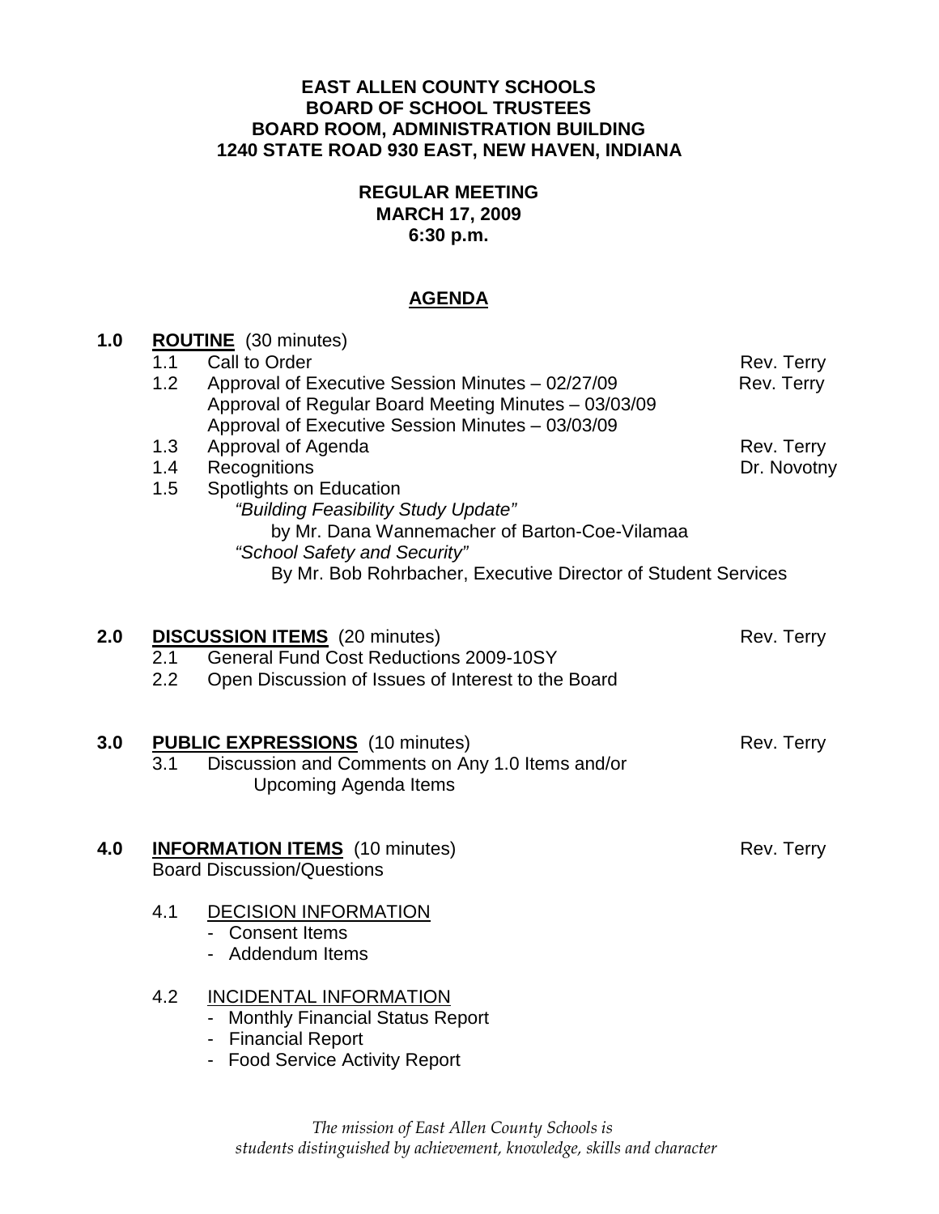**EAST ALLEN COUNTY SCHOOLS**
**BOARD OF SCHOOL TRUSTEES**
**BOARD ROOM, ADMINISTRATION BUILDING**
**1240 STATE ROAD 930 EAST, NEW HAVEN, INDIANA**

**REGULAR MEETING**
**MARCH 17, 2009**
**6:30 p.m.**

## AGENDA

**1.0 ROUTINE** (30 minutes)

- 1.1 Call to Order — Rev. Terry
- 1.2 Approval of Executive Session Minutes – 02/27/09 — Rev. Terry
  Approval of Regular Board Meeting Minutes – 03/03/09
  Approval of Executive Session Minutes – 03/03/09
- 1.3 Approval of Agenda — Rev. Terry
- 1.4 Recognitions — Dr. Novotny
- 1.5 Spotlights on Education
  *"Building Feasibility Study Update"*
  by Mr. Dana Wannemacher of Barton-Coe-Vilamaa
  *"School Safety and Security"*
  By Mr. Bob Rohrbacher, Executive Director of Student Services

**2.0 DISCUSSION ITEMS** (20 minutes) — Rev. Terry

- 2.1 General Fund Cost Reductions 2009-10SY
- 2.2 Open Discussion of Issues of Interest to the Board

**3.0 PUBLIC EXPRESSIONS** (10 minutes) — Rev. Terry

- 3.1 Discussion and Comments on Any 1.0 Items and/or Upcoming Agenda Items

**4.0 INFORMATION ITEMS** (10 minutes) — Rev. Terry

Board Discussion/Questions

- 4.1 DECISION INFORMATION
  - Consent Items
  - Addendum Items
- 4.2 INCIDENTAL INFORMATION
  - Monthly Financial Status Report
  - Financial Report
  - Food Service Activity Report

*The mission of East Allen County Schools is*
*students distinguished by achievement, knowledge, skills and character*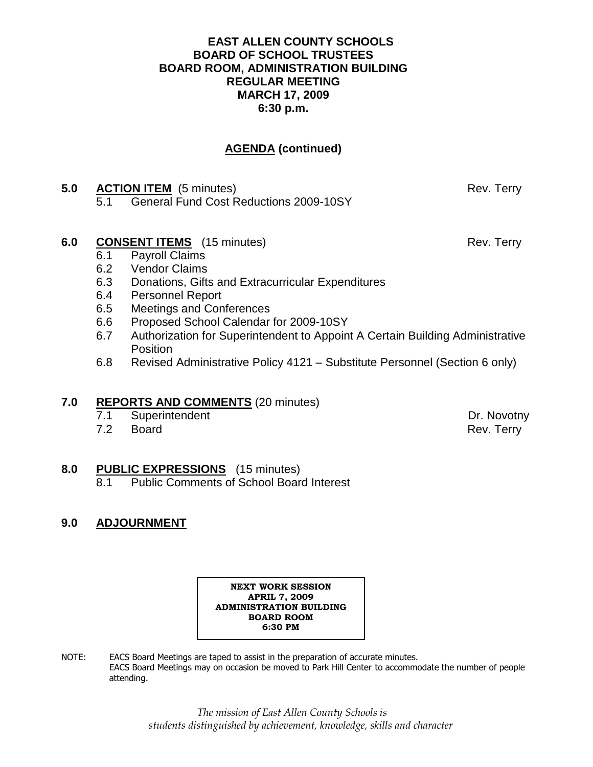**EAST ALLEN COUNTY SCHOOLS**
**BOARD OF SCHOOL TRUSTEES**
**BOARD ROOM, ADMINISTRATION BUILDING**
**REGULAR MEETING**
**MARCH 17, 2009**
**6:30 p.m.**

## AGENDA (continued)

**5.0 ACTION ITEM** (5 minutes) Rev. Terry

- 5.1 General Fund Cost Reductions 2009-10SY

**6.0 CONSENT ITEMS** (15 minutes) Rev. Terry

- 6.1 Payroll Claims
- 6.2 Vendor Claims
- 6.3 Donations, Gifts and Extracurricular Expenditures
- 6.4 Personnel Report
- 6.5 Meetings and Conferences
- 6.6 Proposed School Calendar for 2009-10SY
- 6.7 Authorization for Superintendent to Appoint A Certain Building Administrative Position
- 6.8 Revised Administrative Policy 4121 – Substitute Personnel (Section 6 only)

**7.0 REPORTS AND COMMENTS** (20 minutes)

- 7.1 Superintendent Dr. Novotny
- 7.2 Board Rev. Terry

**8.0 PUBLIC EXPRESSIONS** (15 minutes)

- 8.1 Public Comments of School Board Interest

**9.0 ADJOURNMENT**

**NEXT WORK SESSION**
**APRIL 7, 2009**
**ADMINISTRATION BUILDING**
**BOARD ROOM**
**6:30 PM**

NOTE: EACS Board Meetings are taped to assist in the preparation of accurate minutes.
EACS Board Meetings may on occasion be moved to Park Hill Center to accommodate the number of people attending.

*The mission of East Allen County Schools is*
*students distinguished by achievement, knowledge, skills and character*